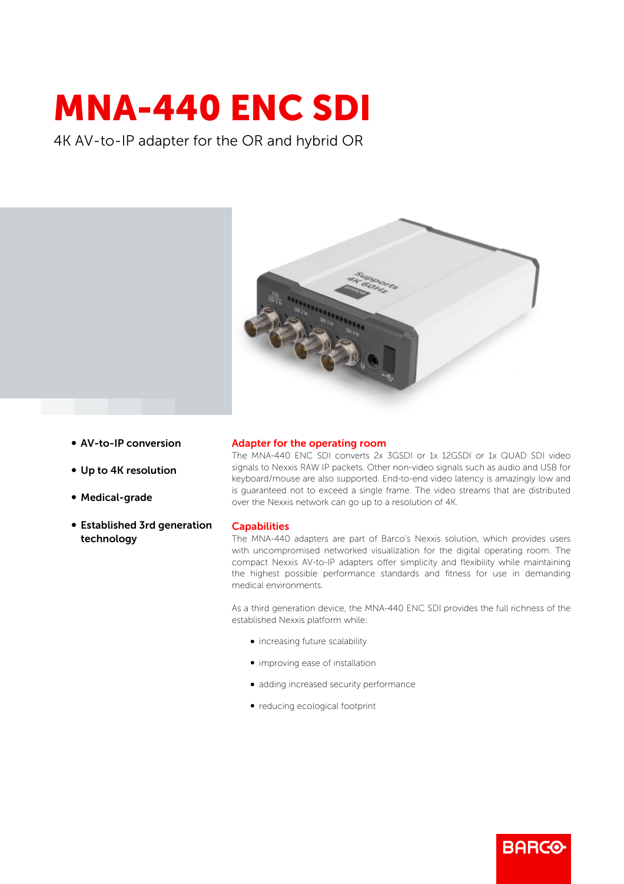# MNA-440 ENC SDI

4K AV-to-IP adapter for the OR and hybrid OR

- **AV-to-IP conversion**
- **Up to 4K resolution**
- **Medical-grade**
- **Established 3rd generation technology**

## Adapter for the operating room

The MNA-440 ENC SDI converts 2x 3GSDI or 1x 12GSDI or 1x QUAD SDI video signals to Nexxis RAW IP packets. Other non-video signals such as audio and USB for keyboard/mouse are also supported. End-to-end video latency is amazingly low and is guaranteed not to exceed a single frame. The video streams that are distributed over the Nexxis network can go up to a resolution of 4K.

## Capabilities

The MNA-440 adapters are part of Barco's Nexxis solution, which provides users with uncompromised networked visualization for the digital operating room. The compact Nexxis AV-to-IP adapters offer simplicity and flexibility while maintaining the highest possible performance standards and fitness for use in demanding medical environments.

As a third generation device, the MNA-440 ENC SDI provides the full richness of the established Nexxis platform while:

- increasing future scalability
- improving ease of installation
- adding increased security performance
- reducing ecological footprint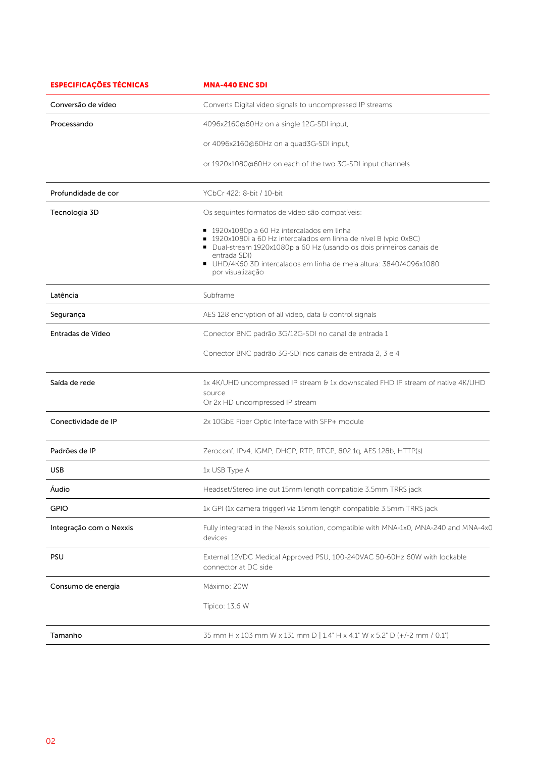| ESPECIFICAÇÕES TÉCNICAS | MNA-440 ENC SDI |
|---|---|
| Conversão de vídeo | Converts Digital video signals to uncompressed IP streams |
| Processando | 4096x2160@60Hz on a single 12G-SDI input,<br><br>or 4096x2160@60Hz on a quad3G-SDI input,<br><br>or 1920x1080@60Hz on each of the two 3G-SDI input channels |
| Profundidade de cor | YCbCr 422: 8-bit / 10-bit |
| Tecnologia 3D | Os seguintes formatos de vídeo são compatíveis:<br><br>▪ 1920x1080p a 60 Hz intercalados em linha<br>▪ 1920x1080i a 60 Hz intercalados em linha de nível B (vpid 0x8C)<br>▪ Dual-stream 1920x1080p a 60 Hz (usando os dois primeiros canais de entrada SDI)<br>▪ UHD/4K60 3D intercalados em linha de meia altura: 3840/4096x1080 por visualização |
| Latência | Subframe |
| Segurança | AES 128 encryption of all video, data & control signals |
| Entradas de Vídeo | Conector BNC padrão 3G/12G-SDI no canal de entrada 1<br><br>Conector BNC padrão 3G-SDI nos canais de entrada 2, 3 e 4 |
| Saída de rede | 1x 4K/UHD uncompressed IP stream & 1x downscaled FHD IP stream of native 4K/UHD source<br>Or 2x HD uncompressed IP stream |
| Conectividade de IP | 2x 10GbE Fiber Optic Interface with SFP+ module |
| Padrões de IP | Zeroconf, IPv4, IGMP, DHCP, RTP, RTCP, 802.1q, AES 128b, HTTP(s) |
| USB | 1x USB Type A |
| Áudio | Headset/Stereo line out 15mm length compatible 3.5mm TRRS jack |
| GPIO | 1x GPI (1x camera trigger) via 15mm length compatible 3.5mm TRRS jack |
| Integração com o Nexxis | Fully integrated in the Nexxis solution, compatible with MNA-1x0, MNA-240 and MNA-4x0 devices |
| PSU | External 12VDC Medical Approved PSU, 100-240VAC 50-60Hz 60W with lockable connector at DC side |
| Consumo de energia | Máximo: 20W<br><br>Típico: 13,6 W |
| Tamanho | 35 mm H x 103 mm W x 131 mm D \| 1.4" H x 4.1" W x 5.2" D (+/-2 mm / 0.1") |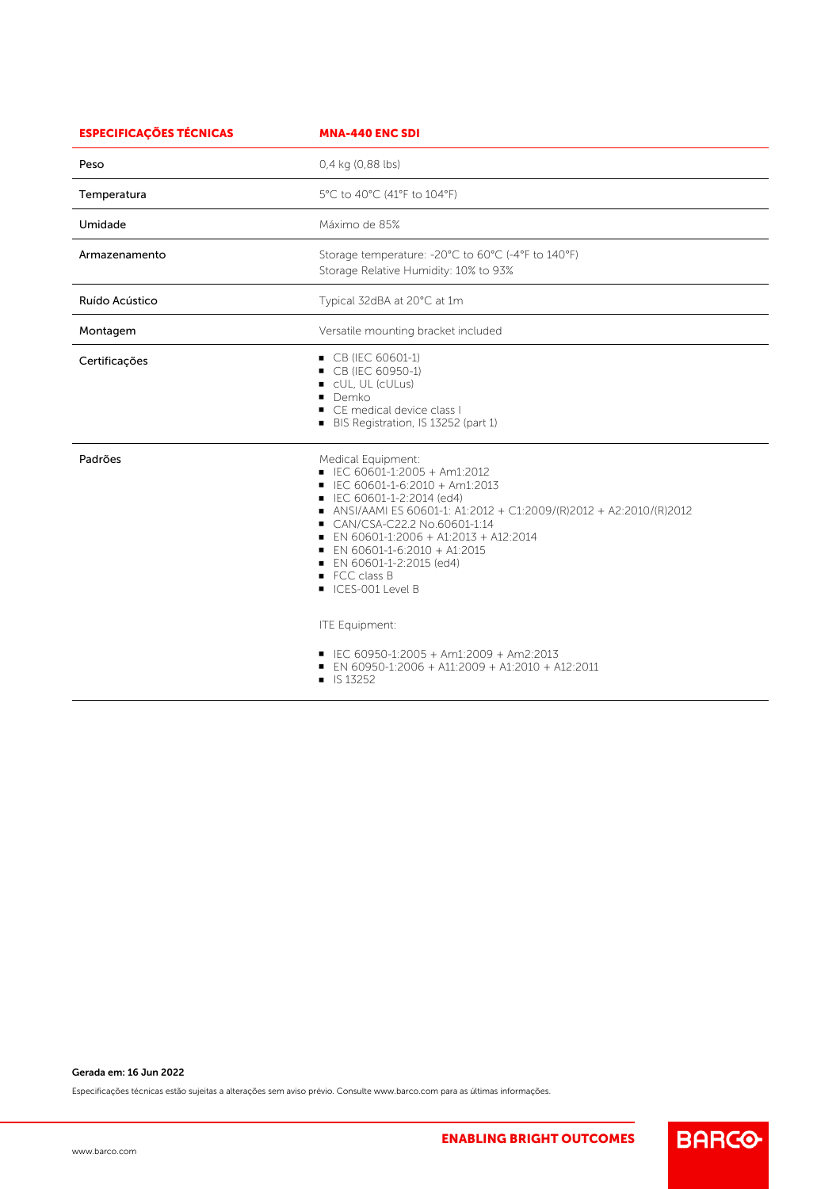| ESPECIFICAÇÕES TÉCNICAS | MNA-440 ENC SDI |
| --- | --- |
| Peso | 0,4 kg (0,88 lbs) |
| Temperatura | 5°C to 40°C (41°F to 104°F) |
| Umidade | Máximo de 85% |
| Armazenamento | Storage temperature: -20°C to 60°C (-4°F to 140°F)<br>Storage Relative Humidity: 10% to 93% |
| Ruído Acústico | Typical 32dBA at 20°C at 1m |
| Montagem | Versatile mounting bracket included |
| Certificações | ■ CB (IEC 60601-1)<br>■ CB (IEC 60950-1)<br>■ cUL, UL (cULus)<br>■ Demko<br>■ CE medical device class I<br>■ BIS Registration, IS 13252 (part 1) |
| Padrões | Medical Equipment:<br>■ IEC 60601-1:2005 + Am1:2012<br>■ IEC 60601-1-6:2010 + Am1:2013<br>■ IEC 60601-1-2:2014 (ed4)<br>■ ANSI/AAMI ES 60601-1: A1:2012 + C1:2009/(R)2012 + A2:2010/(R)2012<br>■ CAN/CSA-C22.2 No.60601-1:14<br>■ EN 60601-1:2006 + A1:2013 + A12:2014<br>■ EN 60601-1-6:2010 + A1:2015<br>■ EN 60601-1-2:2015 (ed4)<br>■ FCC class B<br>■ ICES-001 Level B<br><br>ITE Equipment:<br><br>■ IEC 60950-1:2005 + Am1:2009 + Am2:2013<br>■ EN 60950-1:2006 + A11:2009 + A1:2010 + A12:2011<br>■ IS 13252 |

**Gerada em: 16 Jun 2022**

Especificações técnicas estão sujeitas a alterações sem aviso prévio. Consulte www.barco.com para as últimas informações.

ENABLING BRIGHT OUTCOMES

BARCO

www.barco.com